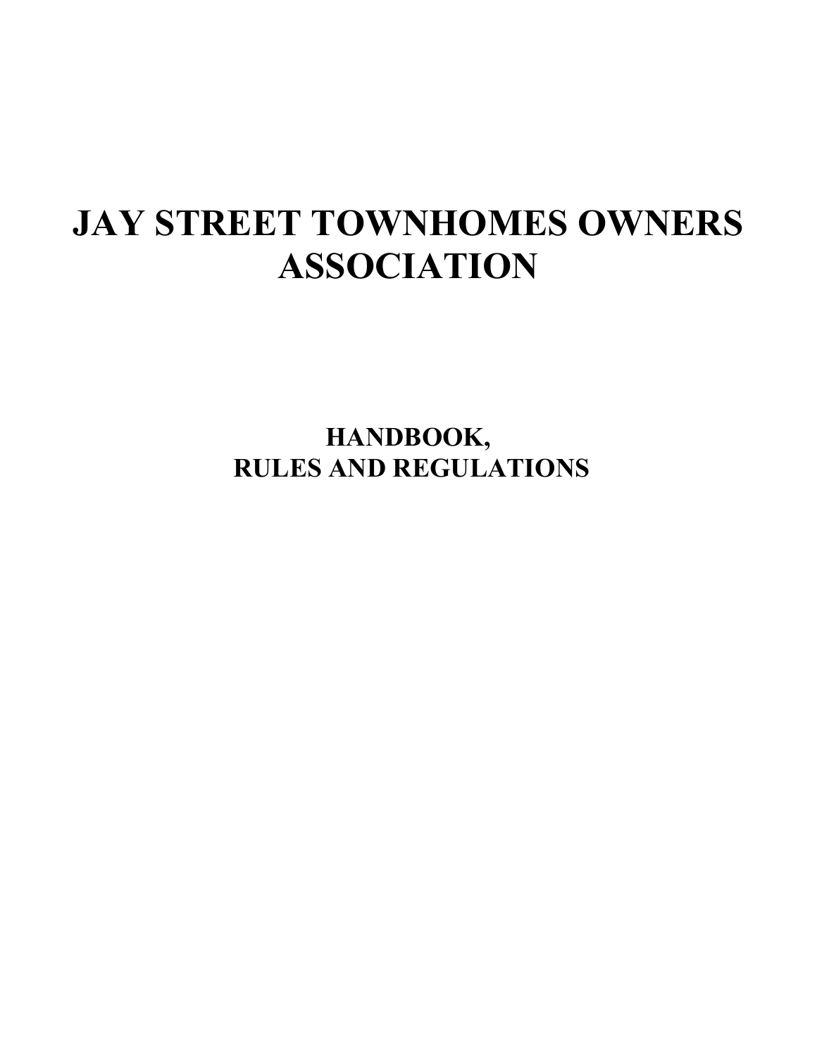# JAY STREET TOWNHOMES OWNERS ASSOCIATION

## HANDBOOK,
## RULES AND REGULATIONS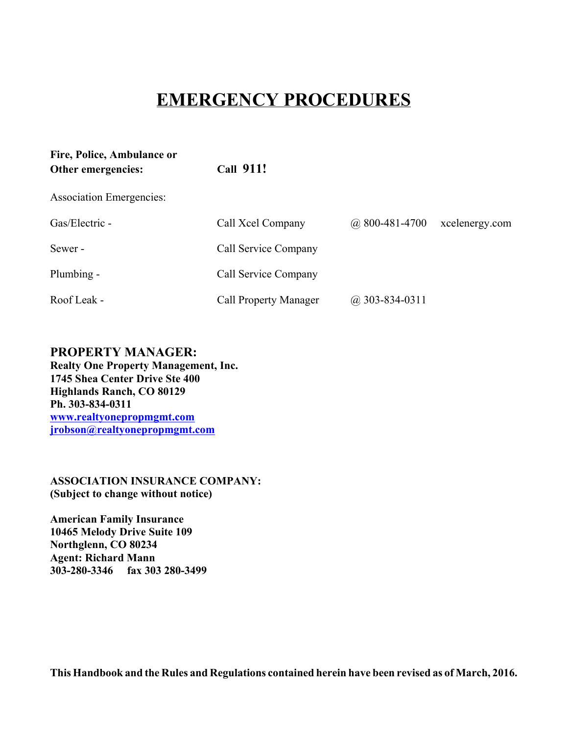# EMERGENCY PROCEDURES

| | | | |
|---|---|---|---|
| **Fire, Police, Ambulance or Other emergencies:** | **Call 911!** | | |
| Association Emergencies: | | | |
| Gas/Electric - | Call Xcel Company | @ 800-481-4700 | xcelenergy.com |
| Sewer - | Call Service Company | | |
| Plumbing - | Call Service Company | | |
| Roof Leak - | Call Property Manager | @ 303-834-0311 | |

## PROPERTY MANAGER:

**Realty One Property Management, Inc.**
**1745 Shea Center Drive Ste 400**
**Highlands Ranch, CO 80129**
**Ph. 303-834-0311**
**www.realtyonepropmgmt.com**
**jrobson@realtyonepropmgmt.com**

**ASSOCIATION INSURANCE COMPANY:**
**(Subject to change without notice)**

**American Family Insurance**
**10465 Melody Drive Suite 109**
**Northglenn, CO 80234**
**Agent: Richard Mann**
**303-280-3346 fax 303 280-3499**

**This Handbook and the Rules and Regulations contained herein have been revised as of March, 2016.**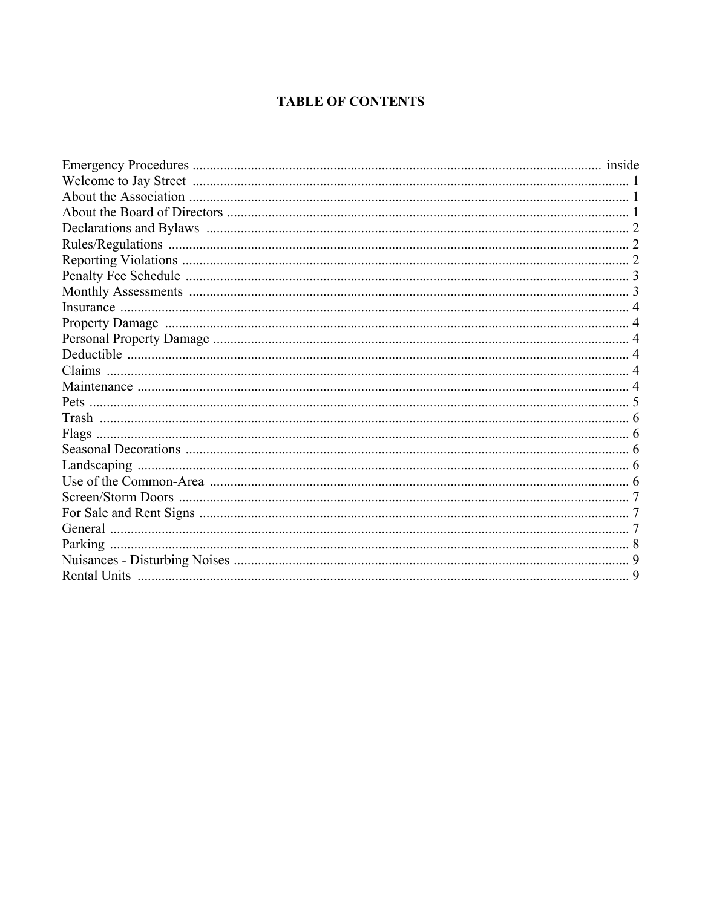# TABLE OF CONTENTS

| | |
|---|---|
| Emergency Procedures | inside |
| Welcome to Jay Street | 1 |
| About the Association | 1 |
| About the Board of Directors | 1 |
| Declarations and Bylaws | 2 |
| Rules/Regulations | 2 |
| Reporting Violations | 2 |
| Penalty Fee Schedule | 3 |
| Monthly Assessments | 3 |
| Insurance | 4 |
| Property Damage | 4 |
| Personal Property Damage | 4 |
| Deductible | 4 |
| Claims | 4 |
| Maintenance | 4 |
| Pets | 5 |
| Trash | 6 |
| Flags | 6 |
| Seasonal Decorations | 6 |
| Landscaping | 6 |
| Use of the Common-Area | 6 |
| Screen/Storm Doors | 7 |
| For Sale and Rent Signs | 7 |
| General | 7 |
| Parking | 8 |
| Nuisances - Disturbing Noises | 9 |
| Rental Units | 9 |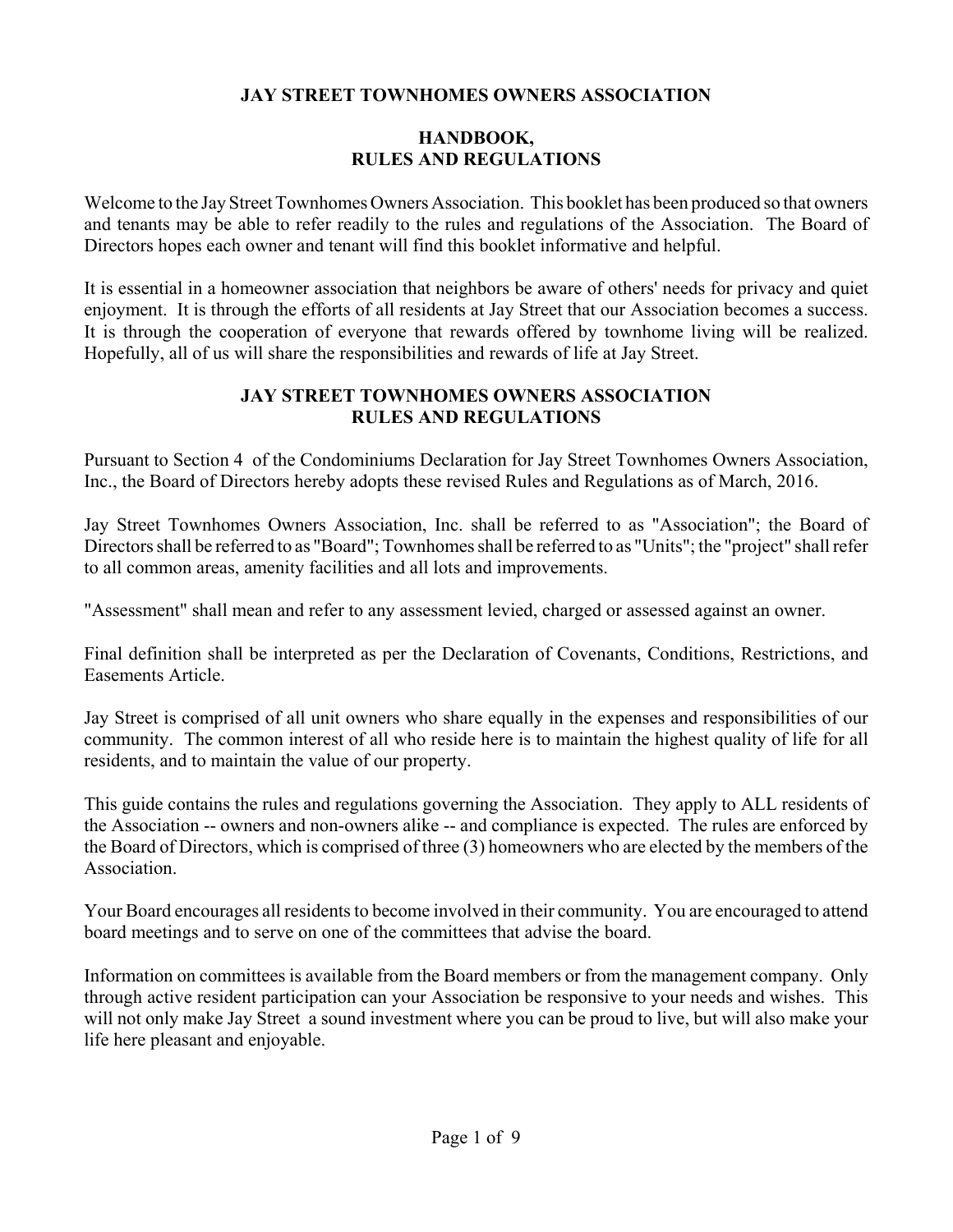# JAY STREET TOWNHOMES OWNERS ASSOCIATION

## HANDBOOK, RULES AND REGULATIONS

Welcome to the Jay Street Townhomes Owners Association. This booklet has been produced so that owners and tenants may be able to refer readily to the rules and regulations of the Association. The Board of Directors hopes each owner and tenant will find this booklet informative and helpful.

It is essential in a homeowner association that neighbors be aware of others' needs for privacy and quiet enjoyment. It is through the efforts of all residents at Jay Street that our Association becomes a success. It is through the cooperation of everyone that rewards offered by townhome living will be realized. Hopefully, all of us will share the responsibilities and rewards of life at Jay Street.

## JAY STREET TOWNHOMES OWNERS ASSOCIATION RULES AND REGULATIONS

Pursuant to Section 4 of the Condominiums Declaration for Jay Street Townhomes Owners Association, Inc., the Board of Directors hereby adopts these revised Rules and Regulations as of March, 2016.

Jay Street Townhomes Owners Association, Inc. shall be referred to as "Association"; the Board of Directors shall be referred to as "Board"; Townhomes shall be referred to as "Units"; the "project" shall refer to all common areas, amenity facilities and all lots and improvements.

"Assessment" shall mean and refer to any assessment levied, charged or assessed against an owner.

Final definition shall be interpreted as per the Declaration of Covenants, Conditions, Restrictions, and Easements Article.

Jay Street is comprised of all unit owners who share equally in the expenses and responsibilities of our community. The common interest of all who reside here is to maintain the highest quality of life for all residents, and to maintain the value of our property.

This guide contains the rules and regulations governing the Association. They apply to ALL residents of the Association -- owners and non-owners alike -- and compliance is expected. The rules are enforced by the Board of Directors, which is comprised of three (3) homeowners who are elected by the members of the Association.

Your Board encourages all residents to become involved in their community. You are encouraged to attend board meetings and to serve on one of the committees that advise the board.

Information on committees is available from the Board members or from the management company. Only through active resident participation can your Association be responsive to your needs and wishes. This will not only make Jay Street a sound investment where you can be proud to live, but will also make your life here pleasant and enjoyable.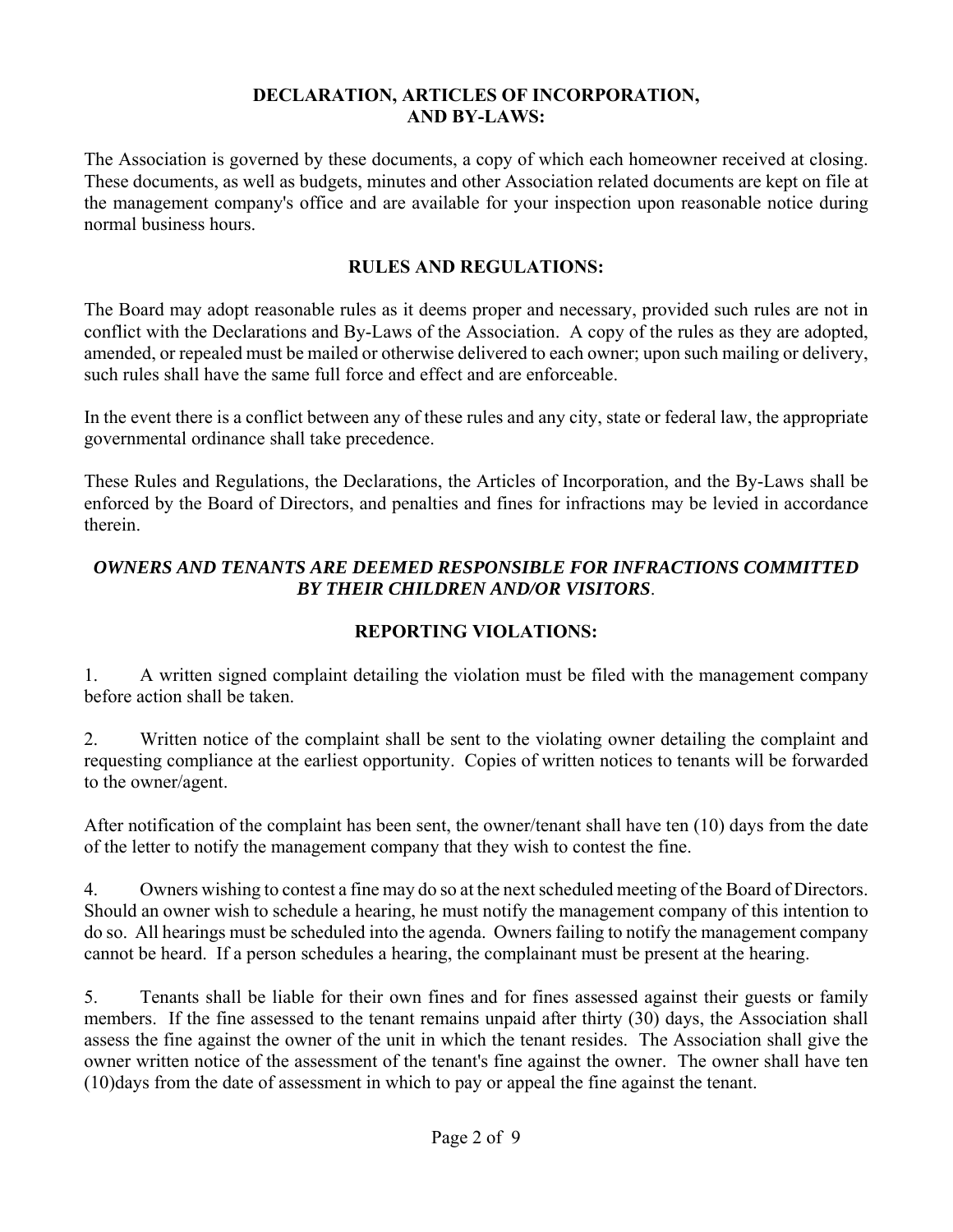## DECLARATION, ARTICLES OF INCORPORATION, AND BY-LAWS:

The Association is governed by these documents, a copy of which each homeowner received at closing. These documents, as well as budgets, minutes and other Association related documents are kept on file at the management company's office and are available for your inspection upon reasonable notice during normal business hours.

## RULES AND REGULATIONS:

The Board may adopt reasonable rules as it deems proper and necessary, provided such rules are not in conflict with the Declarations and By-Laws of the Association. A copy of the rules as they are adopted, amended, or repealed must be mailed or otherwise delivered to each owner; upon such mailing or delivery, such rules shall have the same full force and effect and are enforceable.

In the event there is a conflict between any of these rules and any city, state or federal law, the appropriate governmental ordinance shall take precedence.

These Rules and Regulations, the Declarations, the Articles of Incorporation, and the By-Laws shall be enforced by the Board of Directors, and penalties and fines for infractions may be levied in accordance therein.

***OWNERS AND TENANTS ARE DEEMED RESPONSIBLE FOR INFRACTIONS COMMITTED BY THEIR CHILDREN AND/OR VISITORS***.

## REPORTING VIOLATIONS:

1. A written signed complaint detailing the violation must be filed with the management company before action shall be taken.

2. Written notice of the complaint shall be sent to the violating owner detailing the complaint and requesting compliance at the earliest opportunity. Copies of written notices to tenants will be forwarded to the owner/agent.

After notification of the complaint has been sent, the owner/tenant shall have ten (10) days from the date of the letter to notify the management company that they wish to contest the fine.

4. Owners wishing to contest a fine may do so at the next scheduled meeting of the Board of Directors. Should an owner wish to schedule a hearing, he must notify the management company of this intention to do so. All hearings must be scheduled into the agenda. Owners failing to notify the management company cannot be heard. If a person schedules a hearing, the complainant must be present at the hearing.

5. Tenants shall be liable for their own fines and for fines assessed against their guests or family members. If the fine assessed to the tenant remains unpaid after thirty (30) days, the Association shall assess the fine against the owner of the unit in which the tenant resides. The Association shall give the owner written notice of the assessment of the tenant's fine against the owner. The owner shall have ten (10)days from the date of assessment in which to pay or appeal the fine against the tenant.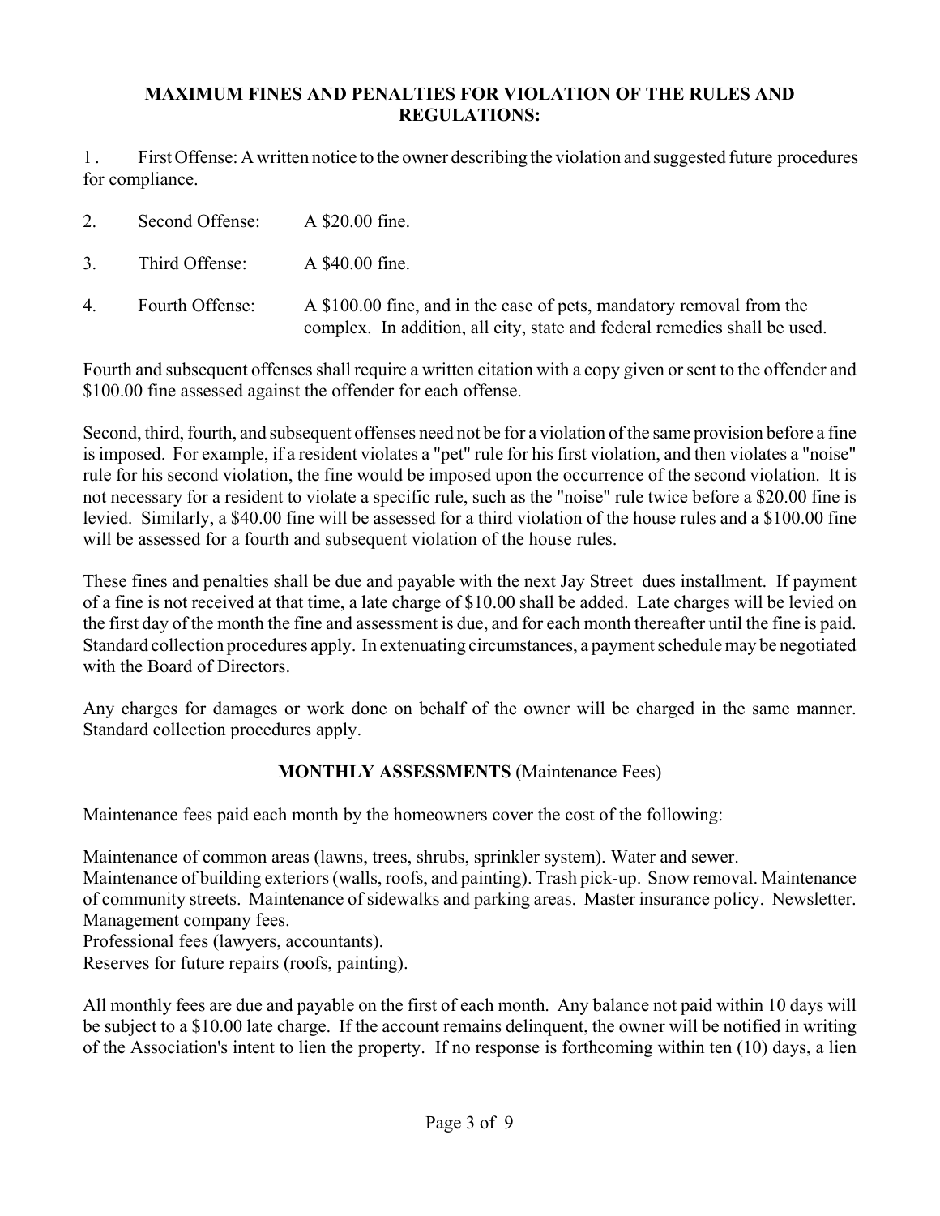**MAXIMUM FINES AND PENALTIES FOR VIOLATION OF THE RULES AND REGULATIONS:**

1. First Offense: A written notice to the owner describing the violation and suggested future procedures for compliance.

2. Second Offense: A $20.00 fine.

3. Third Offense: A $40.00 fine.

4. Fourth Offense: A $100.00 fine, and in the case of pets, mandatory removal from the complex. In addition, all city, state and federal remedies shall be used.

Fourth and subsequent offenses shall require a written citation with a copy given or sent to the offender and $100.00 fine assessed against the offender for each offense.

Second, third, fourth, and subsequent offenses need not be for a violation of the same provision before a fine is imposed. For example, if a resident violates a "pet" rule for his first violation, and then violates a "noise" rule for his second violation, the fine would be imposed upon the occurrence of the second violation. It is not necessary for a resident to violate a specific rule, such as the "noise" rule twice before a $20.00 fine is levied. Similarly, a $40.00 fine will be assessed for a third violation of the house rules and a $100.00 fine will be assessed for a fourth and subsequent violation of the house rules.

These fines and penalties shall be due and payable with the next Jay Street dues installment. If payment of a fine is not received at that time, a late charge of $10.00 shall be added. Late charges will be levied on the first day of the month the fine and assessment is due, and for each month thereafter until the fine is paid. Standard collection procedures apply. In extenuating circumstances, a payment schedule may be negotiated with the Board of Directors.

Any charges for damages or work done on behalf of the owner will be charged in the same manner. Standard collection procedures apply.

**MONTHLY ASSESSMENTS** (Maintenance Fees)

Maintenance fees paid each month by the homeowners cover the cost of the following:

Maintenance of common areas (lawns, trees, shrubs, sprinkler system). Water and sewer.
Maintenance of building exteriors (walls, roofs, and painting). Trash pick-up. Snow removal. Maintenance of community streets. Maintenance of sidewalks and parking areas. Master insurance policy. Newsletter. Management company fees.
Professional fees (lawyers, accountants).
Reserves for future repairs (roofs, painting).

All monthly fees are due and payable on the first of each month. Any balance not paid within 10 days will be subject to a $10.00 late charge. If the account remains delinquent, the owner will be notified in writing of the Association's intent to lien the property. If no response is forthcoming within ten (10) days, a lien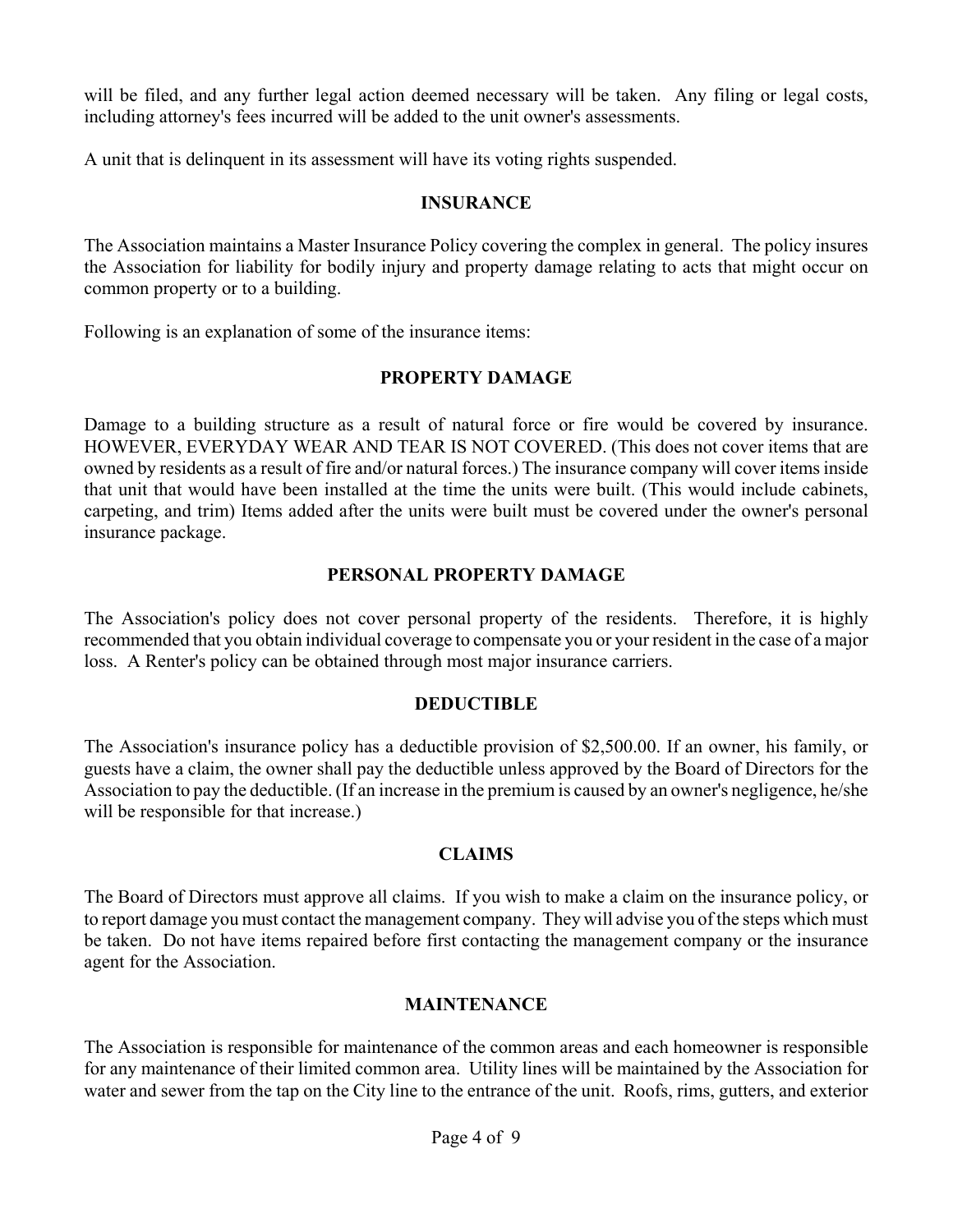will be filed, and any further legal action deemed necessary will be taken. Any filing or legal costs, including attorney's fees incurred will be added to the unit owner's assessments.

A unit that is delinquent in its assessment will have its voting rights suspended.

## INSURANCE

The Association maintains a Master Insurance Policy covering the complex in general. The policy insures the Association for liability for bodily injury and property damage relating to acts that might occur on common property or to a building.

Following is an explanation of some of the insurance items:

### PROPERTY DAMAGE

Damage to a building structure as a result of natural force or fire would be covered by insurance. HOWEVER, EVERYDAY WEAR AND TEAR IS NOT COVERED. (This does not cover items that are owned by residents as a result of fire and/or natural forces.) The insurance company will cover items inside that unit that would have been installed at the time the units were built. (This would include cabinets, carpeting, and trim) Items added after the units were built must be covered under the owner's personal insurance package.

### PERSONAL PROPERTY DAMAGE

The Association's policy does not cover personal property of the residents. Therefore, it is highly recommended that you obtain individual coverage to compensate you or your resident in the case of a major loss. A Renter's policy can be obtained through most major insurance carriers.

### DEDUCTIBLE

The Association's insurance policy has a deductible provision of $2,500.00. If an owner, his family, or guests have a claim, the owner shall pay the deductible unless approved by the Board of Directors for the Association to pay the deductible. (If an increase in the premium is caused by an owner's negligence, he/she will be responsible for that increase.)

### CLAIMS

The Board of Directors must approve all claims. If you wish to make a claim on the insurance policy, or to report damage you must contact the management company. They will advise you of the steps which must be taken. Do not have items repaired before first contacting the management company or the insurance agent for the Association.

## MAINTENANCE

The Association is responsible for maintenance of the common areas and each homeowner is responsible for any maintenance of their limited common area. Utility lines will be maintained by the Association for water and sewer from the tap on the City line to the entrance of the unit. Roofs, rims, gutters, and exterior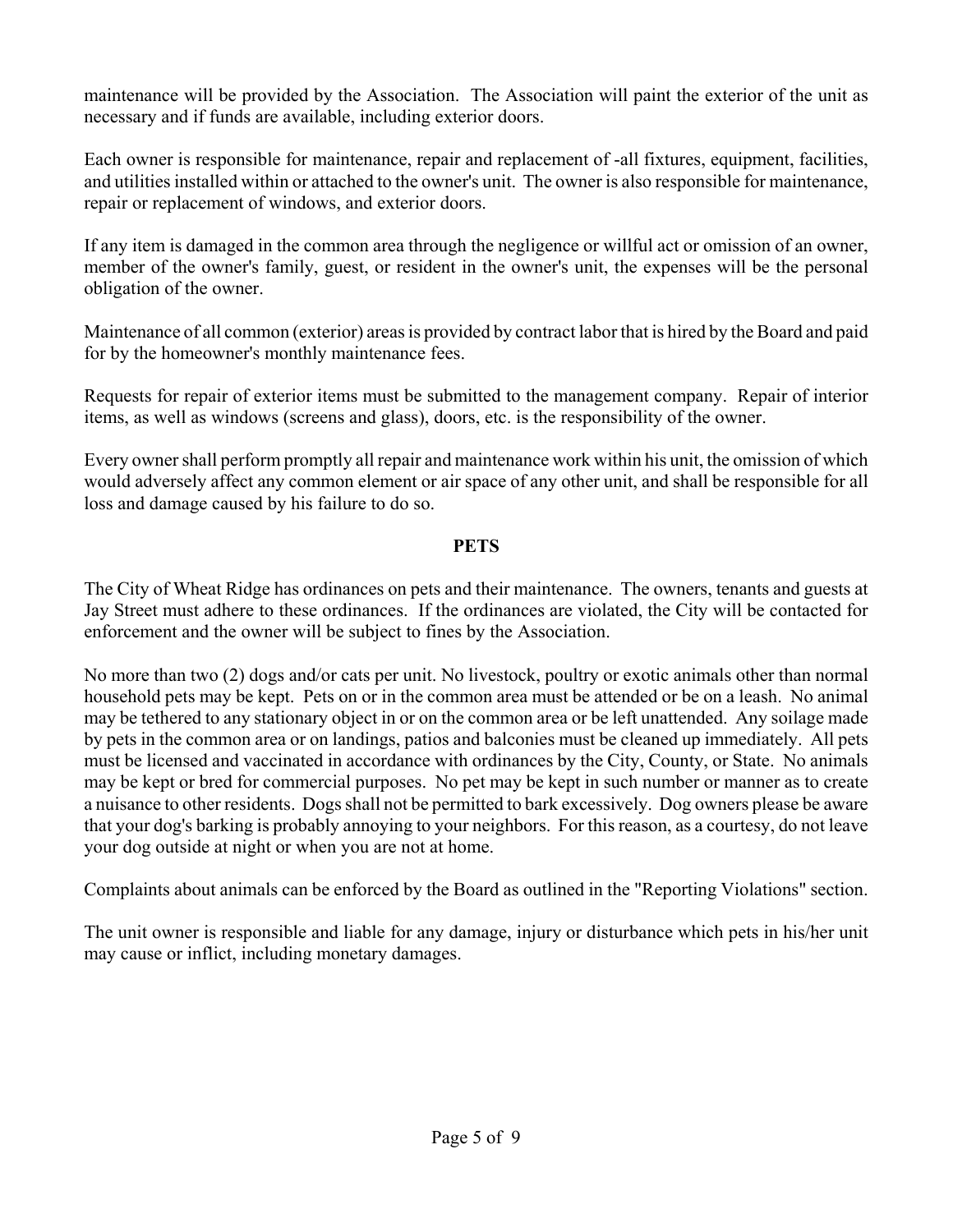maintenance will be provided by the Association. The Association will paint the exterior of the unit as necessary and if funds are available, including exterior doors.

Each owner is responsible for maintenance, repair and replacement of -all fixtures, equipment, facilities, and utilities installed within or attached to the owner's unit. The owner is also responsible for maintenance, repair or replacement of windows, and exterior doors.

If any item is damaged in the common area through the negligence or willful act or omission of an owner, member of the owner's family, guest, or resident in the owner's unit, the expenses will be the personal obligation of the owner.

Maintenance of all common (exterior) areas is provided by contract labor that is hired by the Board and paid for by the homeowner's monthly maintenance fees.

Requests for repair of exterior items must be submitted to the management company. Repair of interior items, as well as windows (screens and glass), doors, etc. is the responsibility of the owner.

Every owner shall perform promptly all repair and maintenance work within his unit, the omission of which would adversely affect any common element or air space of any other unit, and shall be responsible for all loss and damage caused by his failure to do so.

## PETS

The City of Wheat Ridge has ordinances on pets and their maintenance. The owners, tenants and guests at Jay Street must adhere to these ordinances. If the ordinances are violated, the City will be contacted for enforcement and the owner will be subject to fines by the Association.

No more than two (2) dogs and/or cats per unit. No livestock, poultry or exotic animals other than normal household pets may be kept. Pets on or in the common area must be attended or be on a leash. No animal may be tethered to any stationary object in or on the common area or be left unattended. Any soilage made by pets in the common area or on landings, patios and balconies must be cleaned up immediately. All pets must be licensed and vaccinated in accordance with ordinances by the City, County, or State. No animals may be kept or bred for commercial purposes. No pet may be kept in such number or manner as to create a nuisance to other residents. Dogs shall not be permitted to bark excessively. Dog owners please be aware that your dog's barking is probably annoying to your neighbors. For this reason, as a courtesy, do not leave your dog outside at night or when you are not at home.

Complaints about animals can be enforced by the Board as outlined in the "Reporting Violations" section.

The unit owner is responsible and liable for any damage, injury or disturbance which pets in his/her unit may cause or inflict, including monetary damages.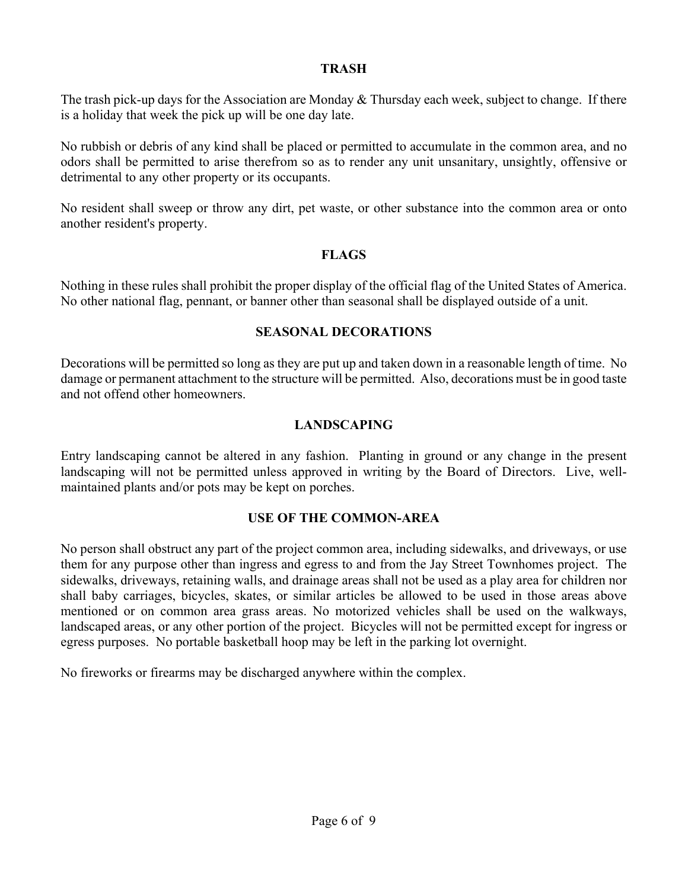## TRASH

The trash pick-up days for the Association are Monday & Thursday each week, subject to change. If there is a holiday that week the pick up will be one day late.

No rubbish or debris of any kind shall be placed or permitted to accumulate in the common area, and no odors shall be permitted to arise therefrom so as to render any unit unsanitary, unsightly, offensive or detrimental to any other property or its occupants.

No resident shall sweep or throw any dirt, pet waste, or other substance into the common area or onto another resident's property.

## FLAGS

Nothing in these rules shall prohibit the proper display of the official flag of the United States of America. No other national flag, pennant, or banner other than seasonal shall be displayed outside of a unit.

## SEASONAL DECORATIONS

Decorations will be permitted so long as they are put up and taken down in a reasonable length of time. No damage or permanent attachment to the structure will be permitted. Also, decorations must be in good taste and not offend other homeowners.

## LANDSCAPING

Entry landscaping cannot be altered in any fashion. Planting in ground or any change in the present landscaping will not be permitted unless approved in writing by the Board of Directors. Live, well-maintained plants and/or pots may be kept on porches.

## USE OF THE COMMON-AREA

No person shall obstruct any part of the project common area, including sidewalks, and driveways, or use them for any purpose other than ingress and egress to and from the Jay Street Townhomes project. The sidewalks, driveways, retaining walls, and drainage areas shall not be used as a play area for children nor shall baby carriages, bicycles, skates, or similar articles be allowed to be used in those areas above mentioned or on common area grass areas. No motorized vehicles shall be used on the walkways, landscaped areas, or any other portion of the project. Bicycles will not be permitted except for ingress or egress purposes. No portable basketball hoop may be left in the parking lot overnight.

No fireworks or firearms may be discharged anywhere within the complex.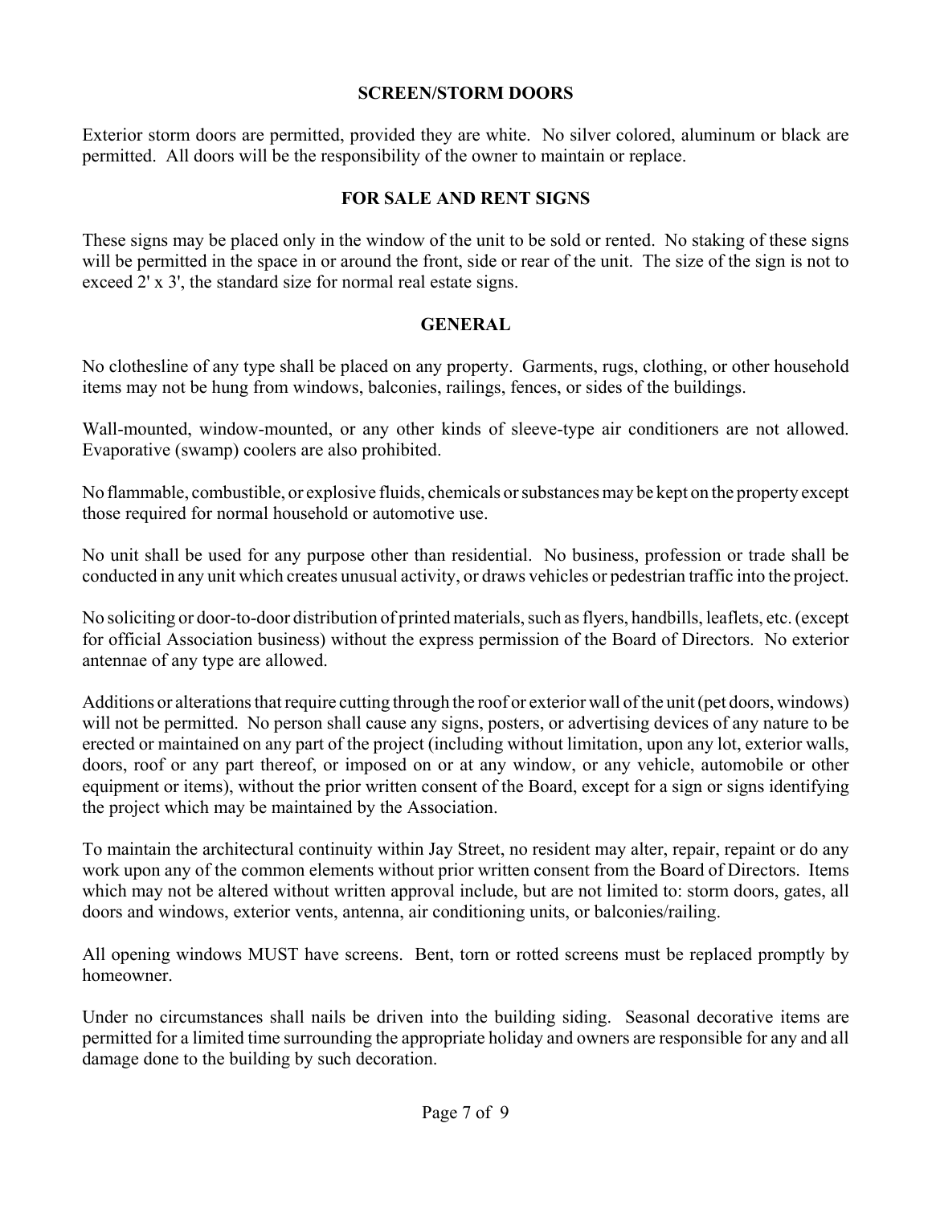## SCREEN/STORM DOORS

Exterior storm doors are permitted, provided they are white. No silver colored, aluminum or black are permitted. All doors will be the responsibility of the owner to maintain or replace.

## FOR SALE AND RENT SIGNS

These signs may be placed only in the window of the unit to be sold or rented. No staking of these signs will be permitted in the space in or around the front, side or rear of the unit. The size of the sign is not to exceed 2' x 3', the standard size for normal real estate signs.

## GENERAL

No clothesline of any type shall be placed on any property. Garments, rugs, clothing, or other household items may not be hung from windows, balconies, railings, fences, or sides of the buildings.

Wall-mounted, window-mounted, or any other kinds of sleeve-type air conditioners are not allowed. Evaporative (swamp) coolers are also prohibited.

No flammable, combustible, or explosive fluids, chemicals or substances may be kept on the property except those required for normal household or automotive use.

No unit shall be used for any purpose other than residential. No business, profession or trade shall be conducted in any unit which creates unusual activity, or draws vehicles or pedestrian traffic into the project.

No soliciting or door-to-door distribution of printed materials, such as flyers, handbills, leaflets, etc. (except for official Association business) without the express permission of the Board of Directors. No exterior antennae of any type are allowed.

Additions or alterations that require cutting through the roof or exterior wall of the unit (pet doors, windows) will not be permitted. No person shall cause any signs, posters, or advertising devices of any nature to be erected or maintained on any part of the project (including without limitation, upon any lot, exterior walls, doors, roof or any part thereof, or imposed on or at any window, or any vehicle, automobile or other equipment or items), without the prior written consent of the Board, except for a sign or signs identifying the project which may be maintained by the Association.

To maintain the architectural continuity within Jay Street, no resident may alter, repair, repaint or do any work upon any of the common elements without prior written consent from the Board of Directors. Items which may not be altered without written approval include, but are not limited to: storm doors, gates, all doors and windows, exterior vents, antenna, air conditioning units, or balconies/railing.

All opening windows MUST have screens. Bent, torn or rotted screens must be replaced promptly by homeowner.

Under no circumstances shall nails be driven into the building siding. Seasonal decorative items are permitted for a limited time surrounding the appropriate holiday and owners are responsible for any and all damage done to the building by such decoration.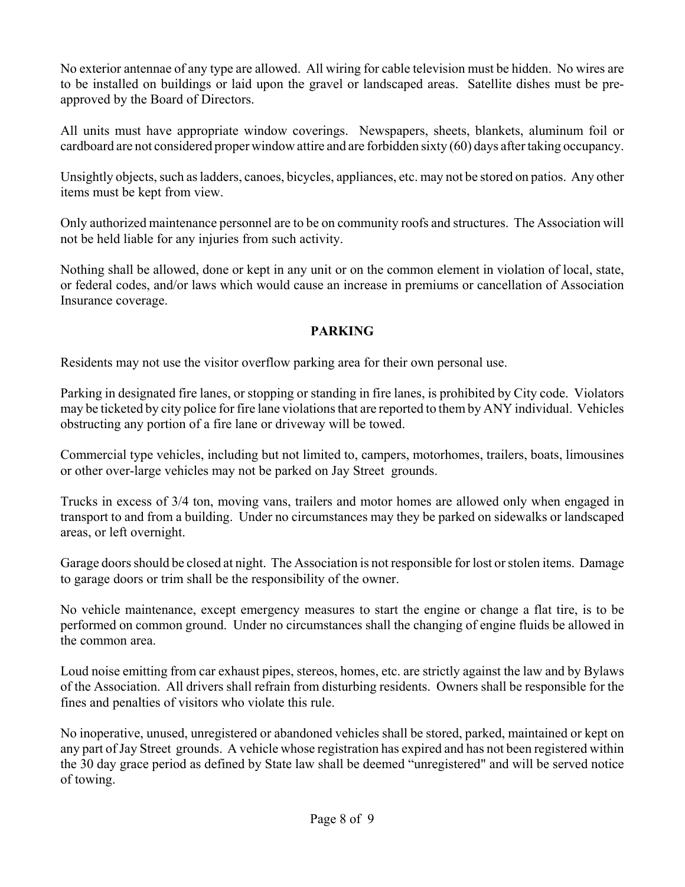No exterior antennae of any type are allowed. All wiring for cable television must be hidden. No wires are to be installed on buildings or laid upon the gravel or landscaped areas. Satellite dishes must be pre-approved by the Board of Directors.

All units must have appropriate window coverings. Newspapers, sheets, blankets, aluminum foil or cardboard are not considered proper window attire and are forbidden sixty (60) days after taking occupancy.

Unsightly objects, such as ladders, canoes, bicycles, appliances, etc. may not be stored on patios. Any other items must be kept from view.

Only authorized maintenance personnel are to be on community roofs and structures. The Association will not be held liable for any injuries from such activity.

Nothing shall be allowed, done or kept in any unit or on the common element in violation of local, state, or federal codes, and/or laws which would cause an increase in premiums or cancellation of Association Insurance coverage.

## PARKING

Residents may not use the visitor overflow parking area for their own personal use.

Parking in designated fire lanes, or stopping or standing in fire lanes, is prohibited by City code. Violators may be ticketed by city police for fire lane violations that are reported to them by ANY individual. Vehicles obstructing any portion of a fire lane or driveway will be towed.

Commercial type vehicles, including but not limited to, campers, motorhomes, trailers, boats, limousines or other over-large vehicles may not be parked on Jay Street grounds.

Trucks in excess of 3/4 ton, moving vans, trailers and motor homes are allowed only when engaged in transport to and from a building. Under no circumstances may they be parked on sidewalks or landscaped areas, or left overnight.

Garage doors should be closed at night. The Association is not responsible for lost or stolen items. Damage to garage doors or trim shall be the responsibility of the owner.

No vehicle maintenance, except emergency measures to start the engine or change a flat tire, is to be performed on common ground. Under no circumstances shall the changing of engine fluids be allowed in the common area.

Loud noise emitting from car exhaust pipes, stereos, homes, etc. are strictly against the law and by Bylaws of the Association. All drivers shall refrain from disturbing residents. Owners shall be responsible for the fines and penalties of visitors who violate this rule.

No inoperative, unused, unregistered or abandoned vehicles shall be stored, parked, maintained or kept on any part of Jay Street grounds. A vehicle whose registration has expired and has not been registered within the 30 day grace period as defined by State law shall be deemed "unregistered" and will be served notice of towing.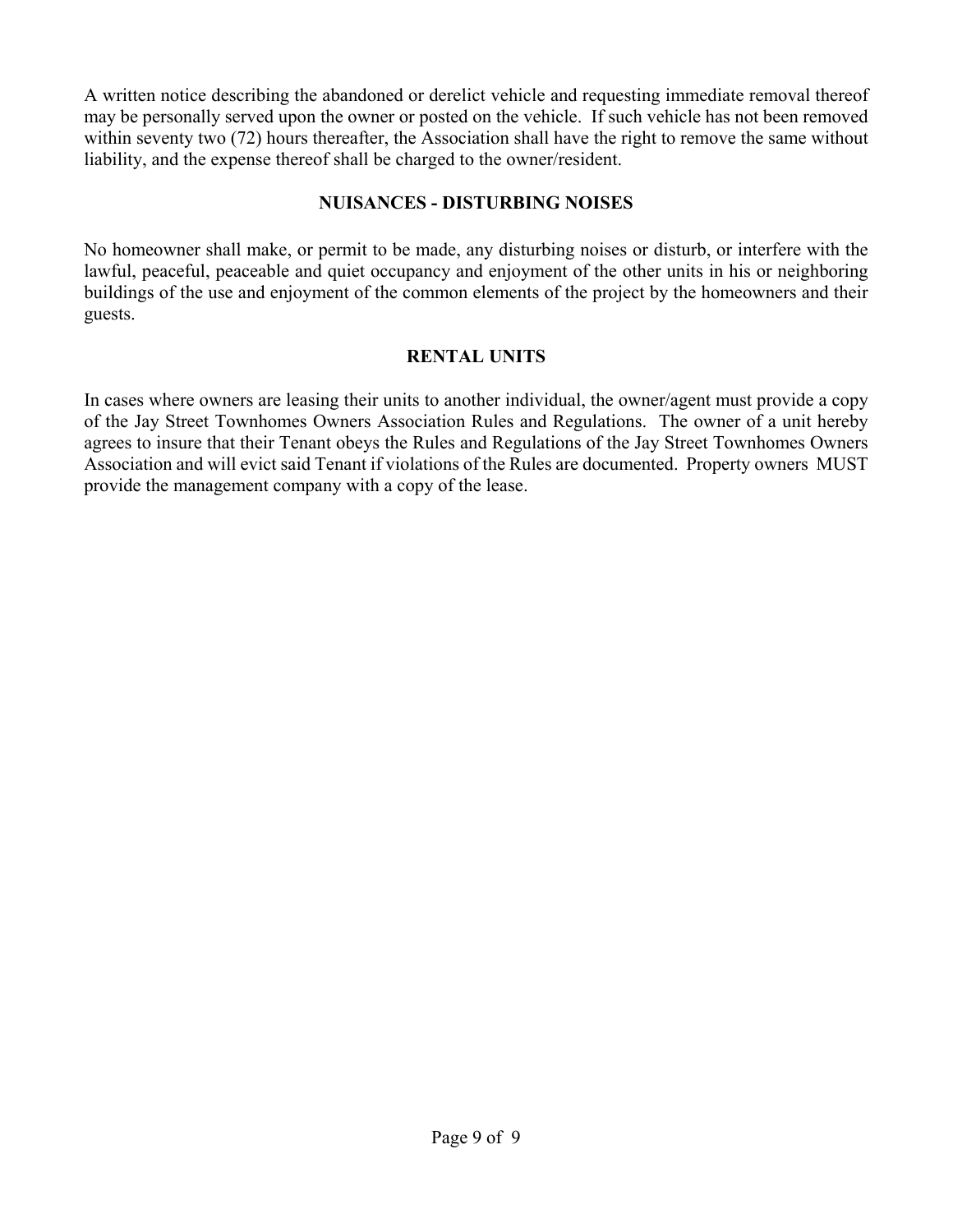A written notice describing the abandoned or derelict vehicle and requesting immediate removal thereof may be personally served upon the owner or posted on the vehicle. If such vehicle has not been removed within seventy two (72) hours thereafter, the Association shall have the right to remove the same without liability, and the expense thereof shall be charged to the owner/resident.

## NUISANCES - DISTURBING NOISES

No homeowner shall make, or permit to be made, any disturbing noises or disturb, or interfere with the lawful, peaceful, peaceable and quiet occupancy and enjoyment of the other units in his or neighboring buildings of the use and enjoyment of the common elements of the project by the homeowners and their guests.

## RENTAL UNITS

In cases where owners are leasing their units to another individual, the owner/agent must provide a copy of the Jay Street Townhomes Owners Association Rules and Regulations. The owner of a unit hereby agrees to insure that their Tenant obeys the Rules and Regulations of the Jay Street Townhomes Owners Association and will evict said Tenant if violations of the Rules are documented. Property owners MUST provide the management company with a copy of the lease.